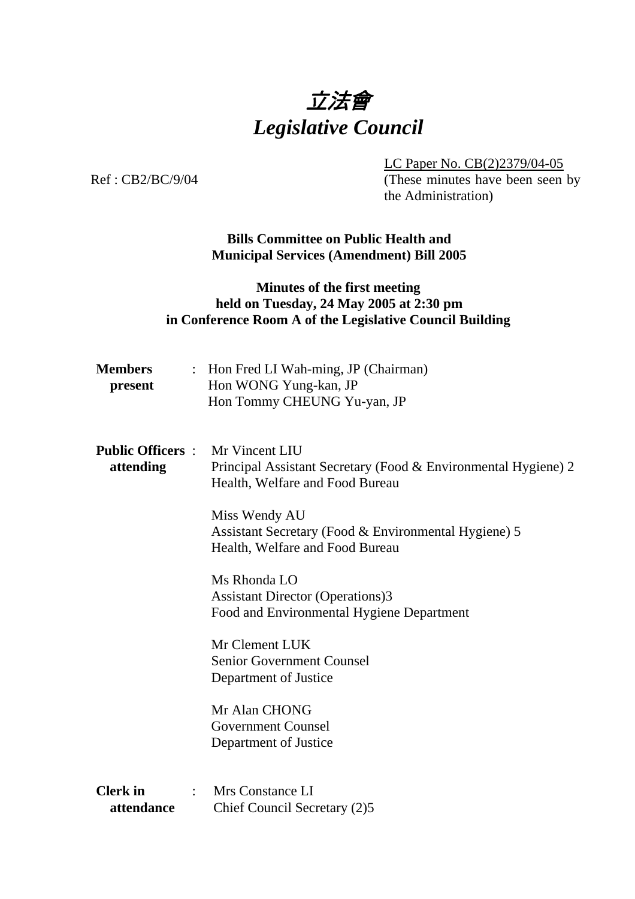# 立法會
# *Legislative Council*

LC Paper No. CB(2)2379/04-05
(These minutes have been seen by the Administration)

Ref : CB2/BC/9/04

**Bills Committee on Public Health and Municipal Services (Amendment) Bill 2005**

**Minutes of the first meeting held on Tuesday, 24 May 2005 at 2:30 pm in Conference Room A of the Legislative Council Building**

| | | |
|---|---|---|
| **Members present** | : | Hon Fred LI Wah-ming, JP (Chairman)<br>Hon WONG Yung-kan, JP<br>Hon Tommy CHEUNG Yu-yan, JP |
| **Public Officers attending** | : | Mr Vincent LIU<br>Principal Assistant Secretary (Food & Environmental Hygiene) 2<br>Health, Welfare and Food Bureau<br><br>Miss Wendy AU<br>Assistant Secretary (Food & Environmental Hygiene) 5<br>Health, Welfare and Food Bureau<br><br>Ms Rhonda LO<br>Assistant Director (Operations)3<br>Food and Environmental Hygiene Department<br><br>Mr Clement LUK<br>Senior Government Counsel<br>Department of Justice<br><br>Mr Alan CHONG<br>Government Counsel<br>Department of Justice |
| **Clerk in attendance** | : | Mrs Constance LI<br>Chief Council Secretary (2)5 |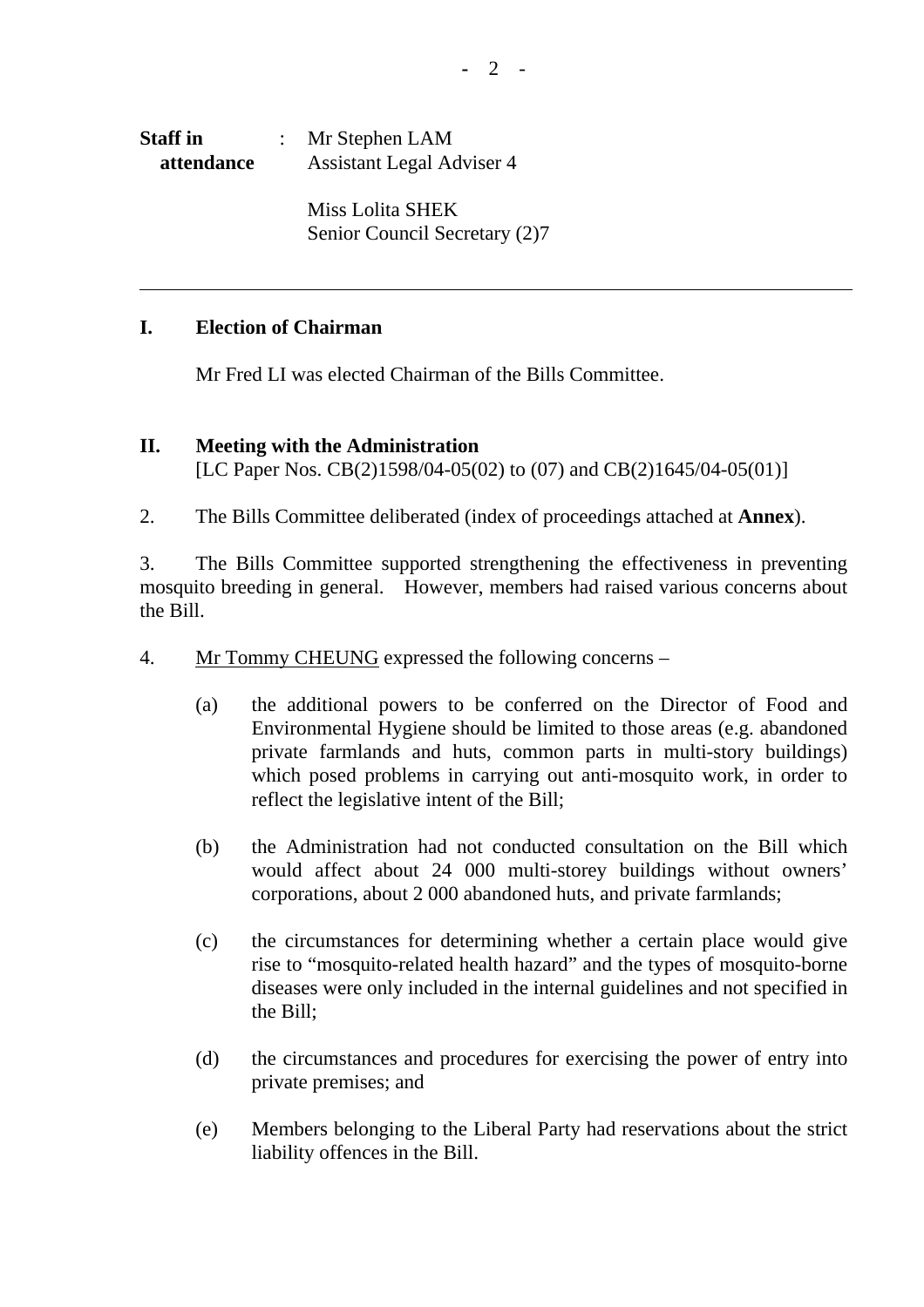**Staff in attendance** : Mr Stephen LAM
Assistant Legal Adviser 4

Miss Lolita SHEK
Senior Council Secretary (2)7

---

**I. Election of Chairman**

Mr Fred LI was elected Chairman of the Bills Committee.

**II. Meeting with the Administration**
[LC Paper Nos. CB(2)1598/04-05(02) to (07) and CB(2)1645/04-05(01)]

2. The Bills Committee deliberated (index of proceedings attached at **Annex**).

3. The Bills Committee supported strengthening the effectiveness in preventing mosquito breeding in general. However, members had raised various concerns about the Bill.

4. Mr Tommy CHEUNG expressed the following concerns –

(a) the additional powers to be conferred on the Director of Food and Environmental Hygiene should be limited to those areas (e.g. abandoned private farmlands and huts, common parts in multi-story buildings) which posed problems in carrying out anti-mosquito work, in order to reflect the legislative intent of the Bill;

(b) the Administration had not conducted consultation on the Bill which would affect about 24 000 multi-storey buildings without owners' corporations, about 2 000 abandoned huts, and private farmlands;

(c) the circumstances for determining whether a certain place would give rise to "mosquito-related health hazard" and the types of mosquito-borne diseases were only included in the internal guidelines and not specified in the Bill;

(d) the circumstances and procedures for exercising the power of entry into private premises; and

(e) Members belonging to the Liberal Party had reservations about the strict liability offences in the Bill.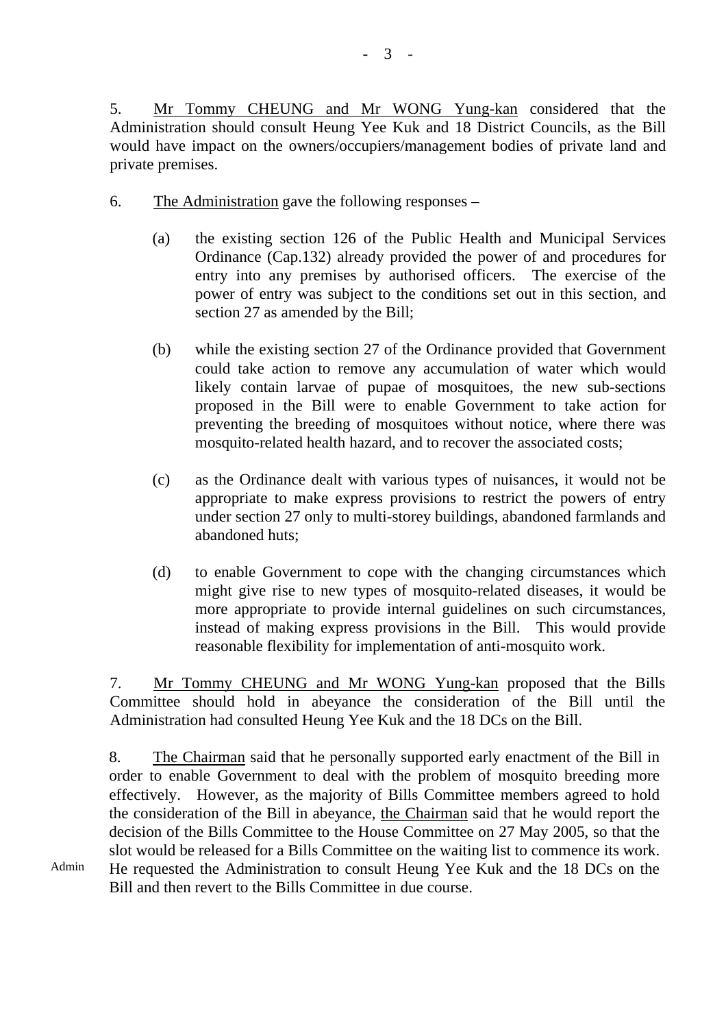5. Mr Tommy CHEUNG and Mr WONG Yung-kan considered that the Administration should consult Heung Yee Kuk and 18 District Councils, as the Bill would have impact on the owners/occupiers/management bodies of private land and private premises.

6. The Administration gave the following responses –

(a) the existing section 126 of the Public Health and Municipal Services Ordinance (Cap.132) already provided the power of and procedures for entry into any premises by authorised officers. The exercise of the power of entry was subject to the conditions set out in this section, and section 27 as amended by the Bill;

(b) while the existing section 27 of the Ordinance provided that Government could take action to remove any accumulation of water which would likely contain larvae of pupae of mosquitoes, the new sub-sections proposed in the Bill were to enable Government to take action for preventing the breeding of mosquitoes without notice, where there was mosquito-related health hazard, and to recover the associated costs;

(c) as the Ordinance dealt with various types of nuisances, it would not be appropriate to make express provisions to restrict the powers of entry under section 27 only to multi-storey buildings, abandoned farmlands and abandoned huts;

(d) to enable Government to cope with the changing circumstances which might give rise to new types of mosquito-related diseases, it would be more appropriate to provide internal guidelines on such circumstances, instead of making express provisions in the Bill. This would provide reasonable flexibility for implementation of anti-mosquito work.

7. Mr Tommy CHEUNG and Mr WONG Yung-kan proposed that the Bills Committee should hold in abeyance the consideration of the Bill until the Administration had consulted Heung Yee Kuk and the 18 DCs on the Bill.

8. The Chairman said that he personally supported early enactment of the Bill in order to enable Government to deal with the problem of mosquito breeding more effectively. However, as the majority of Bills Committee members agreed to hold the consideration of the Bill in abeyance, the Chairman said that he would report the decision of the Bills Committee to the House Committee on 27 May 2005, so that the slot would be released for a Bills Committee on the waiting list to commence its work. He requested the Administration to consult Heung Yee Kuk and the 18 DCs on the Bill and then revert to the Bills Committee in due course.

Admin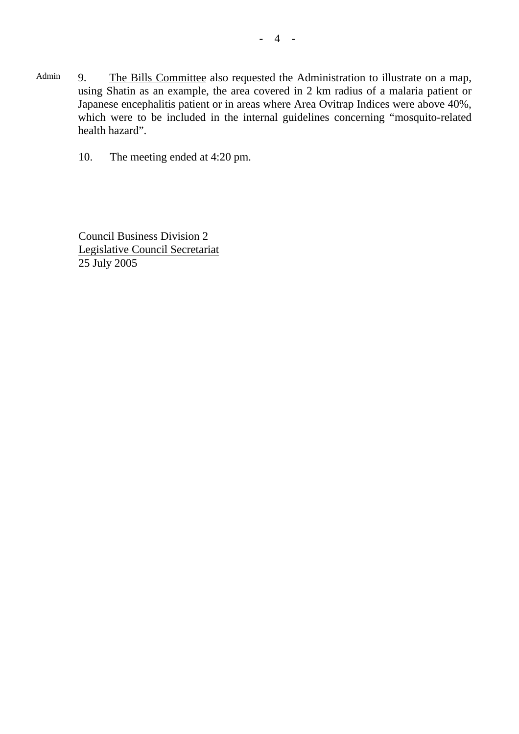Admin

9. The Bills Committee also requested the Administration to illustrate on a map, using Shatin as an example, the area covered in 2 km radius of a malaria patient or Japanese encephalitis patient or in areas where Area Ovitrap Indices were above 40%, which were to be included in the internal guidelines concerning "mosquito-related health hazard".

10. The meeting ended at 4:20 pm.

Council Business Division 2
Legislative Council Secretariat
25 July 2005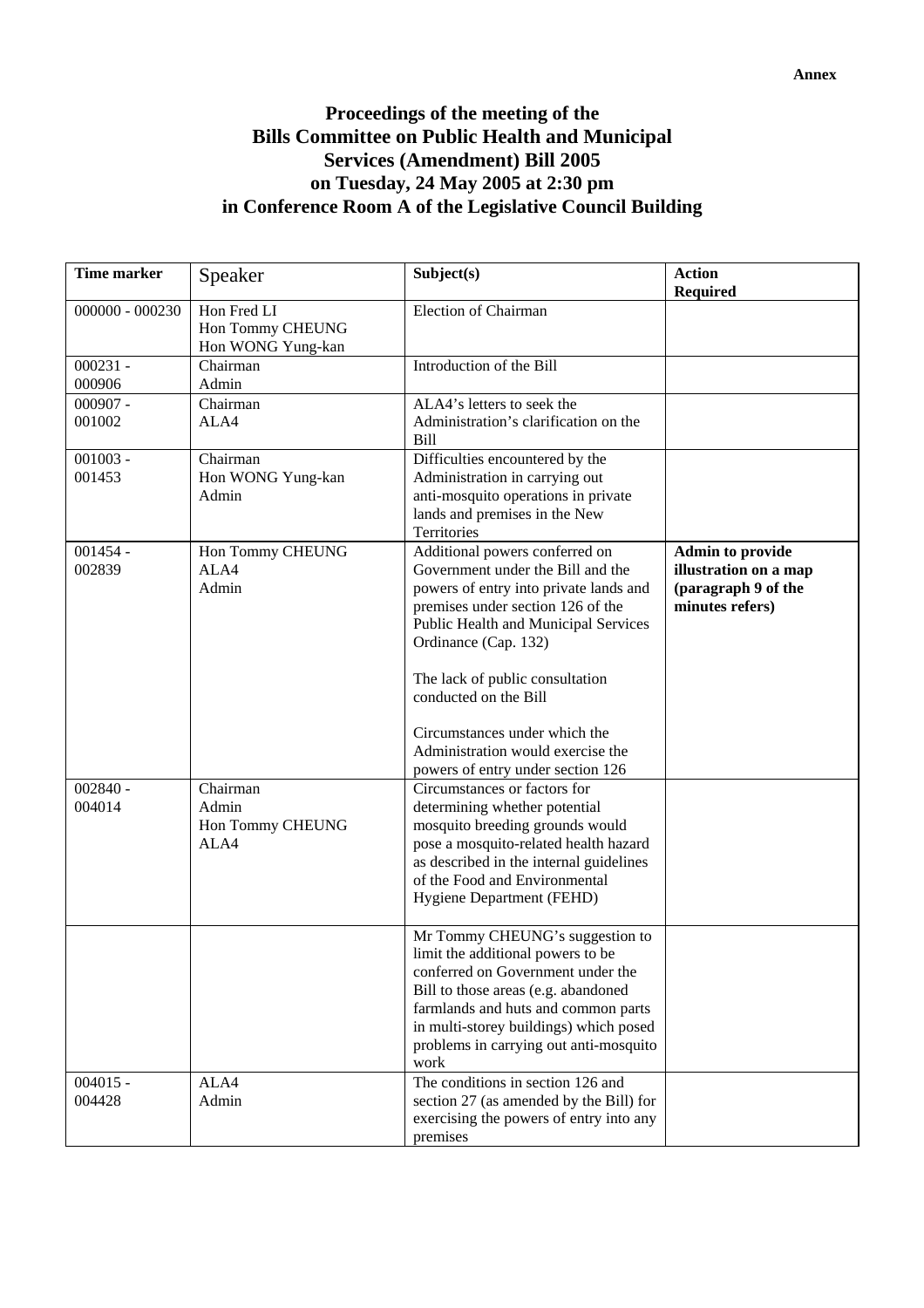**Annex**

# Proceedings of the meeting of the Bills Committee on Public Health and Municipal Services (Amendment) Bill 2005 on Tuesday, 24 May 2005 at 2:30 pm in Conference Room A of the Legislative Council Building

| Time marker | Speaker | Subject(s) | Action Required |
|---|---|---|---|
| 000000 - 000230 | Hon Fred LI<br>Hon Tommy CHEUNG<br>Hon WONG Yung-kan | Election of Chairman | |
| 000231 - 000906 | Chairman<br>Admin | Introduction of the Bill | |
| 000907 - 001002 | Chairman<br>ALA4 | ALA4's letters to seek the Administration's clarification on the Bill | |
| 001003 - 001453 | Chairman<br>Hon WONG Yung-kan<br>Admin | Difficulties encountered by the Administration in carrying out anti-mosquito operations in private lands and premises in the New Territories | |
| 001454 - 002839 | Hon Tommy CHEUNG<br>ALA4<br>Admin | Additional powers conferred on Government under the Bill and the powers of entry into private lands and premises under section 126 of the Public Health and Municipal Services Ordinance (Cap. 132)<br><br>The lack of public consultation conducted on the Bill<br><br>Circumstances under which the Administration would exercise the powers of entry under section 126 | **Admin to provide illustration on a map (paragraph 9 of the minutes refers)** |
| 002840 - 004014 | Chairman<br>Admin<br>Hon Tommy CHEUNG<br>ALA4 | Circumstances or factors for determining whether potential mosquito breeding grounds would pose a mosquito-related health hazard as described in the internal guidelines of the Food and Environmental Hygiene Department (FEHD) | |
| | | Mr Tommy CHEUNG's suggestion to limit the additional powers to be conferred on Government under the Bill to those areas (e.g. abandoned farmlands and huts and common parts in multi-storey buildings) which posed problems in carrying out anti-mosquito work | |
| 004015 - 004428 | ALA4<br>Admin | The conditions in section 126 and section 27 (as amended by the Bill) for exercising the powers of entry into any premises | |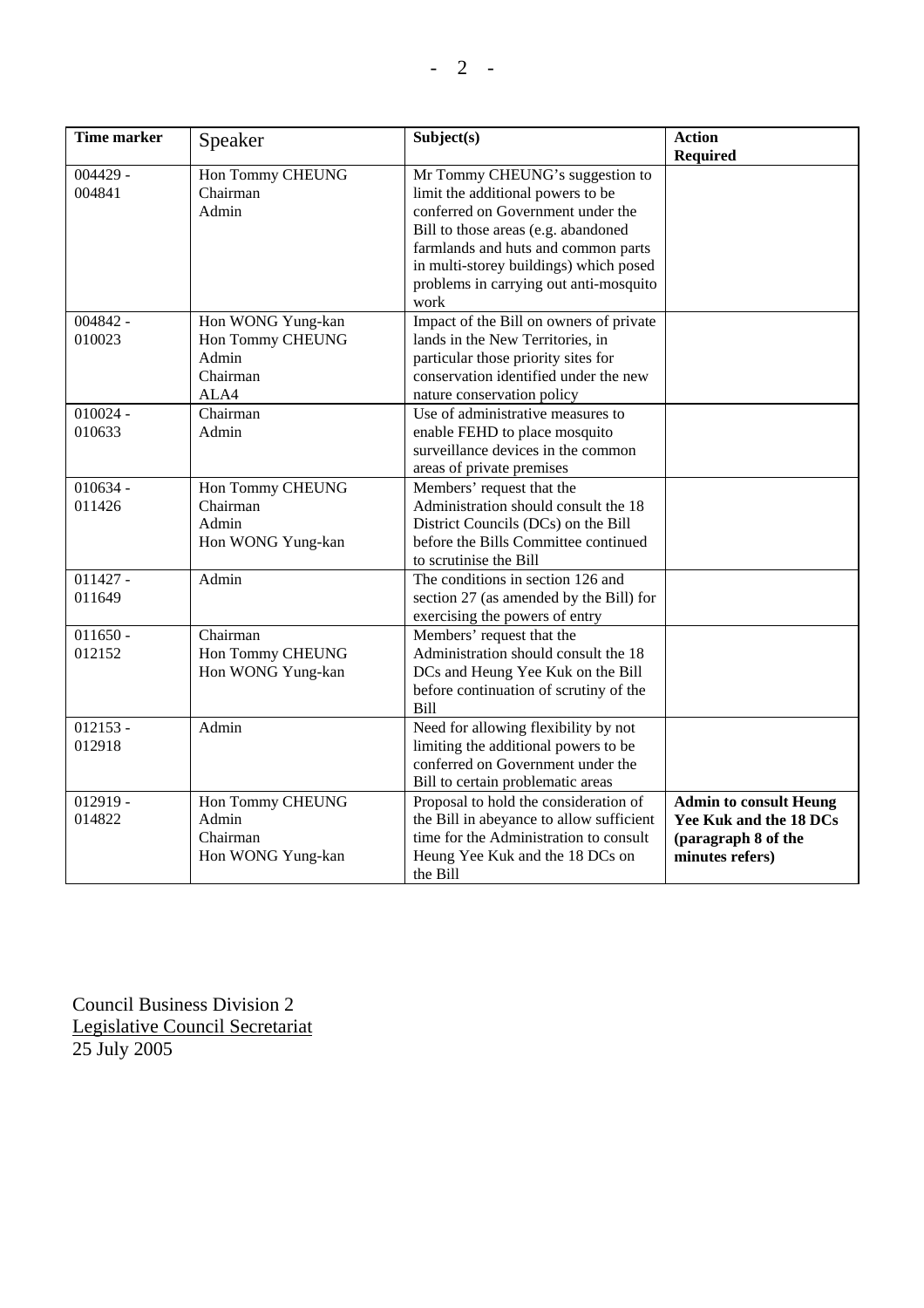| Time marker | Speaker | Subject(s) | Action Required |
|---|---|---|---|
| 004429 - 004841 | Hon Tommy CHEUNG<br>Chairman<br>Admin | Mr Tommy CHEUNG's suggestion to limit the additional powers to be conferred on Government under the Bill to those areas (e.g. abandoned farmlands and huts and common parts in multi-storey buildings) which posed problems in carrying out anti-mosquito work | |
| 004842 - 010023 | Hon WONG Yung-kan<br>Hon Tommy CHEUNG<br>Admin<br>Chairman<br>ALA4 | Impact of the Bill on owners of private lands in the New Territories, in particular those priority sites for conservation identified under the new nature conservation policy | |
| 010024 - 010633 | Chairman<br>Admin | Use of administrative measures to enable FEHD to place mosquito surveillance devices in the common areas of private premises | |
| 010634 - 011426 | Hon Tommy CHEUNG<br>Chairman<br>Admin<br>Hon WONG Yung-kan | Members' request that the Administration should consult the 18 District Councils (DCs) on the Bill before the Bills Committee continued to scrutinise the Bill | |
| 011427 - 011649 | Admin | The conditions in section 126 and section 27 (as amended by the Bill) for exercising the powers of entry | |
| 011650 - 012152 | Chairman<br>Hon Tommy CHEUNG<br>Hon WONG Yung-kan | Members' request that the Administration should consult the 18 DCs and Heung Yee Kuk on the Bill before continuation of scrutiny of the Bill | |
| 012153 - 012918 | Admin | Need for allowing flexibility by not limiting the additional powers to be conferred on Government under the Bill to certain problematic areas | |
| 012919 - 014822 | Hon Tommy CHEUNG<br>Admin<br>Chairman<br>Hon WONG Yung-kan | Proposal to hold the consideration of the Bill in abeyance to allow sufficient time for the Administration to consult Heung Yee Kuk and the 18 DCs on the Bill | **Admin to consult Heung Yee Kuk and the 18 DCs (paragraph 8 of the minutes refers)** |

Council Business Division 2
Legislative Council Secretariat
25 July 2005